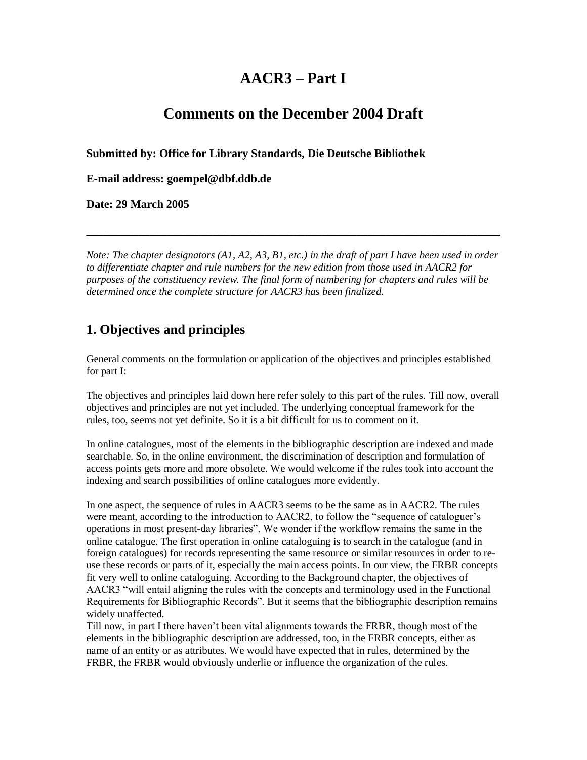# AACR3 – Part I

## Comments on the December 2004 Draft

**Submitted by: Office for Library Standards, Die Deutsche Bibliothek**

**E-mail address: goempel@dbf.ddb.de**

**Date: 29 March 2005**

---

*Note: The chapter designators (A1, A2, A3, B1, etc.) in the draft of part I have been used in order to differentiate chapter and rule numbers for the new edition from those used in AACR2 for purposes of the constituency review. The final form of numbering for chapters and rules will be determined once the complete structure for AACR3 has been finalized.*

## 1. Objectives and principles

General comments on the formulation or application of the objectives and principles established for part I:

The objectives and principles laid down here refer solely to this part of the rules. Till now, overall objectives and principles are not yet included. The underlying conceptual framework for the rules, too, seems not yet definite. So it is a bit difficult for us to comment on it.

In online catalogues, most of the elements in the bibliographic description are indexed and made searchable. So, in the online environment, the discrimination of description and formulation of access points gets more and more obsolete. We would welcome if the rules took into account the indexing and search possibilities of online catalogues more evidently.

In one aspect, the sequence of rules in AACR3 seems to be the same as in AACR2. The rules were meant, according to the introduction to AACR2, to follow the "sequence of cataloguer's operations in most present-day libraries". We wonder if the workflow remains the same in the online catalogue. The first operation in online cataloguing is to search in the catalogue (and in foreign catalogues) for records representing the same resource or similar resources in order to re-use these records or parts of it, especially the main access points. In our view, the FRBR concepts fit very well to online cataloguing. According to the Background chapter, the objectives of AACR3 "will entail aligning the rules with the concepts and terminology used in the Functional Requirements for Bibliographic Records". But it seems that the bibliographic description remains widely unaffected.
Till now, in part I there haven't been vital alignments towards the FRBR, though most of the elements in the bibliographic description are addressed, too, in the FRBR concepts, either as name of an entity or as attributes. We would have expected that in rules, determined by the FRBR, the FRBR would obviously underlie or influence the organization of the rules.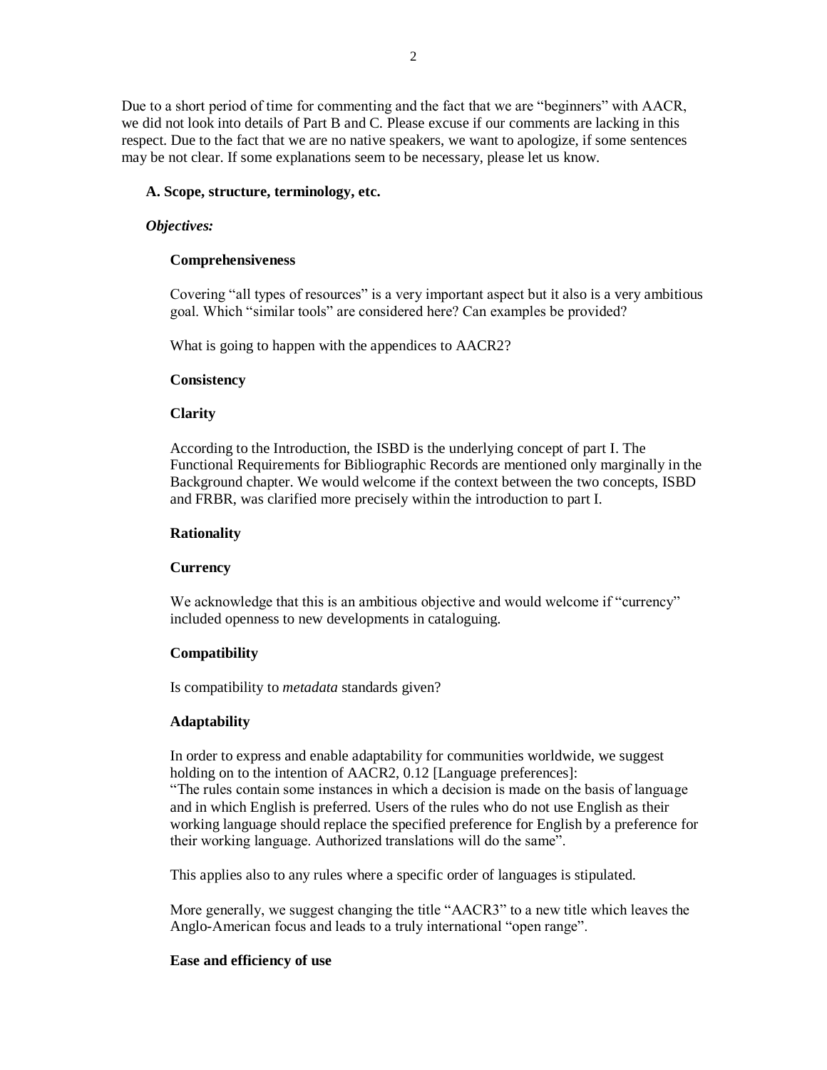Due to a short period of time for commenting and the fact that we are "beginners" with AACR, we did not look into details of Part B and C. Please excuse if our comments are lacking in this respect. Due to the fact that we are no native speakers, we want to apologize, if some sentences may be not clear. If some explanations seem to be necessary, please let us know.

## A. Scope, structure, terminology, etc.

### *Objectives:*

#### Comprehensiveness

Covering "all types of resources" is a very important aspect but it also is a very ambitious goal. Which "similar tools" are considered here? Can examples be provided?

What is going to happen with the appendices to AACR2?

#### Consistency

#### Clarity

According to the Introduction, the ISBD is the underlying concept of part I. The Functional Requirements for Bibliographic Records are mentioned only marginally in the Background chapter. We would welcome if the context between the two concepts, ISBD and FRBR, was clarified more precisely within the introduction to part I.

#### Rationality

#### Currency

We acknowledge that this is an ambitious objective and would welcome if "currency" included openness to new developments in cataloguing.

#### Compatibility

Is compatibility to *metadata* standards given?

#### Adaptability

In order to express and enable adaptability for communities worldwide, we suggest holding on to the intention of AACR2, 0.12 [Language preferences]:
"The rules contain some instances in which a decision is made on the basis of language and in which English is preferred. Users of the rules who do not use English as their working language should replace the specified preference for English by a preference for their working language. Authorized translations will do the same".

This applies also to any rules where a specific order of languages is stipulated.

More generally, we suggest changing the title "AACR3" to a new title which leaves the Anglo-American focus and leads to a truly international "open range".

#### Ease and efficiency of use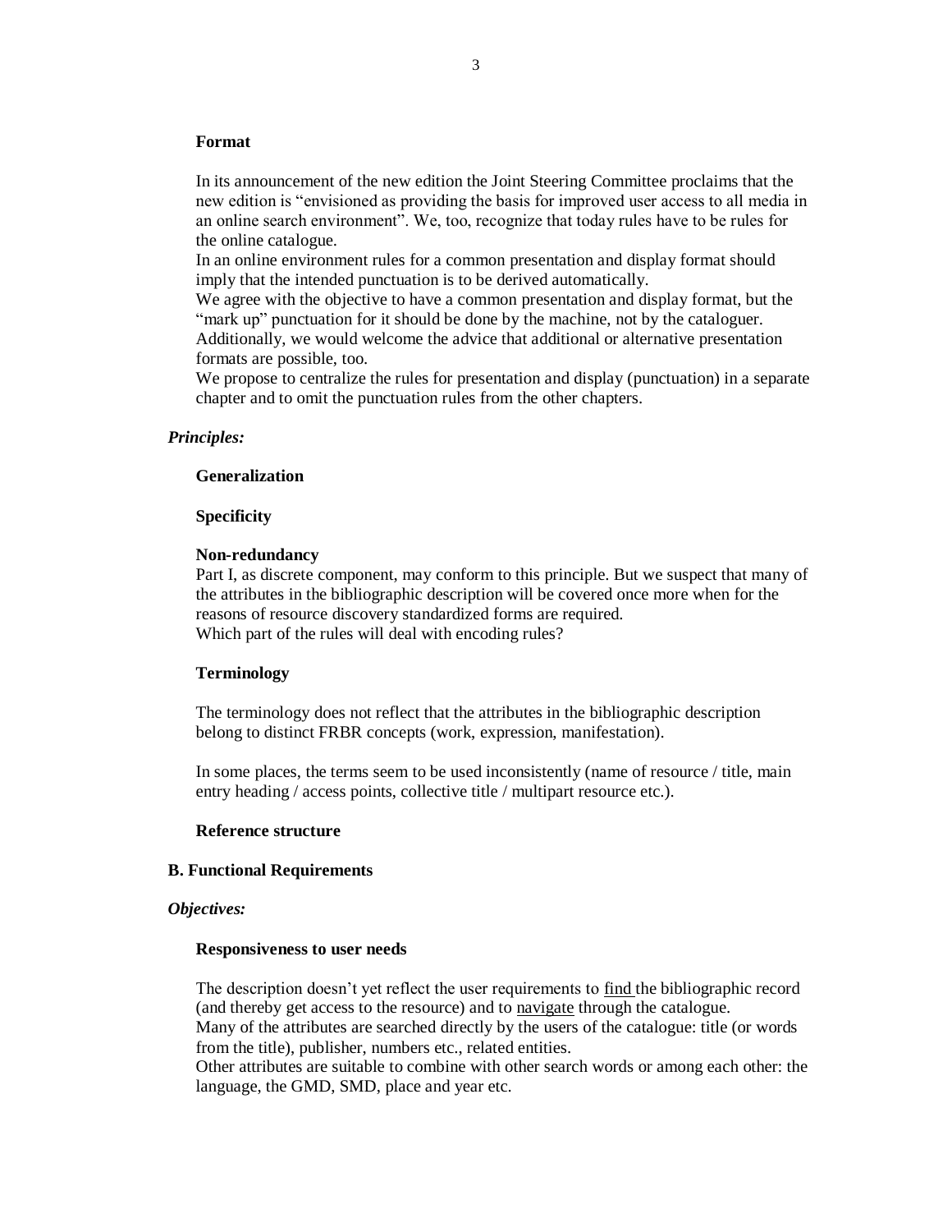**Format**

In its announcement of the new edition the Joint Steering Committee proclaims that the new edition is "envisioned as providing the basis for improved user access to all media in an online search environment". We, too, recognize that today rules have to be rules for the online catalogue.
In an online environment rules for a common presentation and display format should imply that the intended punctuation is to be derived automatically.
We agree with the objective to have a common presentation and display format, but the "mark up" punctuation for it should be done by the machine, not by the cataloguer.
Additionally, we would welcome the advice that additional or alternative presentation formats are possible, too.
We propose to centralize the rules for presentation and display (punctuation) in a separate chapter and to omit the punctuation rules from the other chapters.

***Principles:***

**Generalization**

**Specificity**

**Non-redundancy**
Part I, as discrete component, may conform to this principle. But we suspect that many of the attributes in the bibliographic description will be covered once more when for the reasons of resource discovery standardized forms are required.
Which part of the rules will deal with encoding rules?

**Terminology**

The terminology does not reflect that the attributes in the bibliographic description belong to distinct FRBR concepts (work, expression, manifestation).

In some places, the terms seem to be used inconsistently (name of resource / title, main entry heading / access points, collective title / multipart resource etc.).

**Reference structure**

**B. Functional Requirements**

***Objectives:***

**Responsiveness to user needs**

The description doesn't yet reflect the user requirements to find the bibliographic record (and thereby get access to the resource) and to navigate through the catalogue.
Many of the attributes are searched directly by the users of the catalogue: title (or words from the title), publisher, numbers etc., related entities.
Other attributes are suitable to combine with other search words or among each other: the language, the GMD, SMD, place and year etc.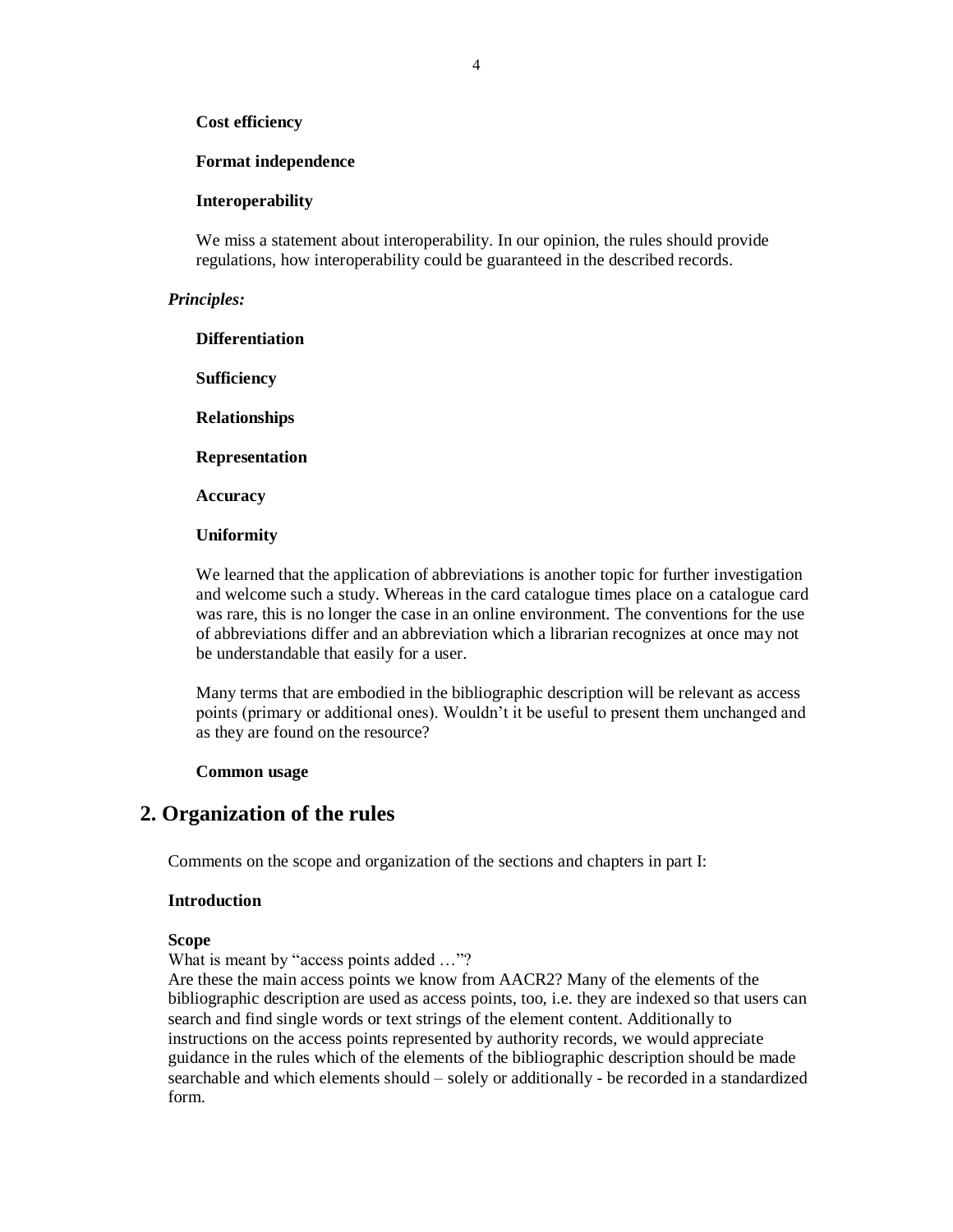**Cost efficiency**

**Format independence**

**Interoperability**

We miss a statement about interoperability. In our opinion, the rules should provide regulations, how interoperability could be guaranteed in the described records.

***Principles:***

**Differentiation**

**Sufficiency**

**Relationships**

**Representation**

**Accuracy**

**Uniformity**

We learned that the application of abbreviations is another topic for further investigation and welcome such a study. Whereas in the card catalogue times place on a catalogue card was rare, this is no longer the case in an online environment. The conventions for the use of abbreviations differ and an abbreviation which a librarian recognizes at once may not be understandable that easily for a user.

Many terms that are embodied in the bibliographic description will be relevant as access points (primary or additional ones). Wouldn't it be useful to present them unchanged and as they are found on the resource?

**Common usage**

## 2. Organization of the rules

Comments on the scope and organization of the sections and chapters in part I:

**Introduction**

**Scope**

What is meant by "access points added …"?

Are these the main access points we know from AACR2? Many of the elements of the bibliographic description are used as access points, too, i.e. they are indexed so that users can search and find single words or text strings of the element content. Additionally to instructions on the access points represented by authority records, we would appreciate guidance in the rules which of the elements of the bibliographic description should be made searchable and which elements should – solely or additionally - be recorded in a standardized form.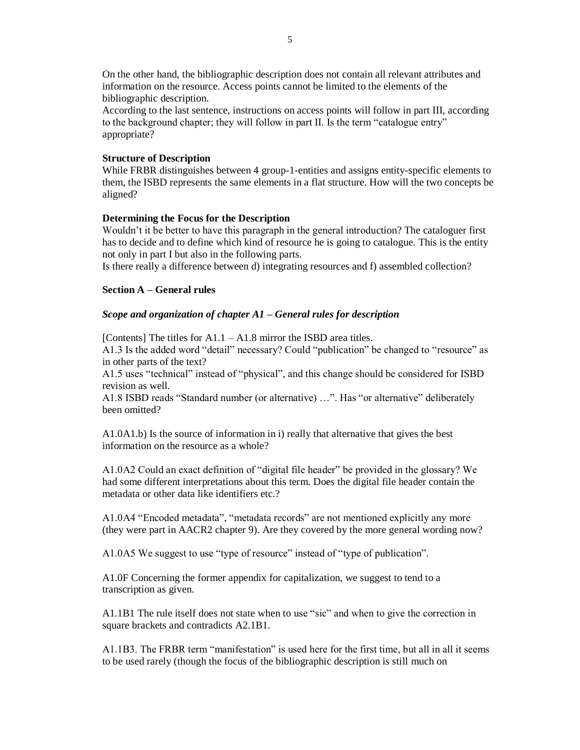On the other hand, the bibliographic description does not contain all relevant attributes and information on the resource. Access points cannot be limited to the elements of the bibliographic description.
According to the last sentence, instructions on access points will follow in part III, according to the background chapter; they will follow in part II. Is the term "catalogue entry" appropriate?

**Structure of Description**
While FRBR distinguishes between 4 group-1-entities and assigns entity-specific elements to them, the ISBD represents the same elements in a flat structure. How will the two concepts be aligned?

**Determining the Focus for the Description**
Wouldn't it be better to have this paragraph in the general introduction? The cataloguer first has to decide and to define which kind of resource he is going to catalogue. This is the entity not only in part I but also in the following parts.
Is there really a difference between d) integrating resources and f) assembled collection?

**Section A – General rules**

***Scope and organization of chapter A1 – General rules for description***

[Contents] The titles for A1.1 – A1.8 mirror the ISBD area titles.
A1.3 Is the added word "detail" necessary? Could "publication" be changed to "resource" as in other parts of the text?
A1.5 uses "technical" instead of "physical", and this change should be considered for ISBD revision as well.
A1.8 ISBD reads "Standard number (or alternative) …". Has "or alternative" deliberately been omitted?

A1.0A1.b) Is the source of information in i) really that alternative that gives the best information on the resource as a whole?

A1.0A2 Could an exact definition of "digital file header" be provided in the glossary? We had some different interpretations about this term. Does the digital file header contain the metadata or other data like identifiers etc.?

A1.0A4 "Encoded metadata", "metadata records" are not mentioned explicitly any more (they were part in AACR2 chapter 9). Are they covered by the more general wording now?

A1.0A5 We suggest to use "type of resource" instead of "type of publication".

A1.0F Concerning the former appendix for capitalization, we suggest to tend to a transcription as given.

A1.1B1 The rule itself does not state when to use "sic" and when to give the correction in square brackets and contradicts A2.1B1.

A1.1B3. The FRBR term "manifestation" is used here for the first time, but all in all it seems to be used rarely (though the focus of the bibliographic description is still much on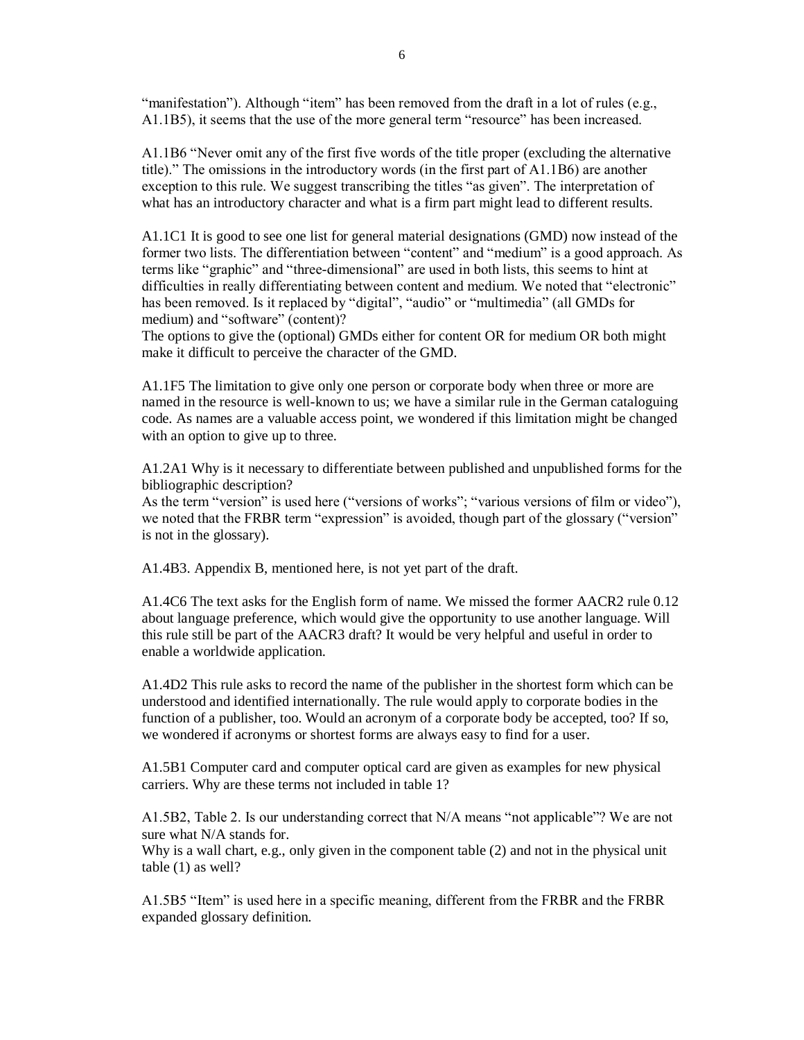"manifestation"). Although "item" has been removed from the draft in a lot of rules (e.g., A1.1B5), it seems that the use of the more general term "resource" has been increased.

A1.1B6 "Never omit any of the first five words of the title proper (excluding the alternative title)." The omissions in the introductory words (in the first part of A1.1B6) are another exception to this rule. We suggest transcribing the titles "as given". The interpretation of what has an introductory character and what is a firm part might lead to different results.

A1.1C1 It is good to see one list for general material designations (GMD) now instead of the former two lists. The differentiation between "content" and "medium" is a good approach. As terms like "graphic" and "three-dimensional" are used in both lists, this seems to hint at difficulties in really differentiating between content and medium. We noted that "electronic" has been removed. Is it replaced by "digital", "audio" or "multimedia" (all GMDs for medium) and "software" (content)?
The options to give the (optional) GMDs either for content OR for medium OR both might make it difficult to perceive the character of the GMD.

A1.1F5 The limitation to give only one person or corporate body when three or more are named in the resource is well-known to us; we have a similar rule in the German cataloguing code. As names are a valuable access point, we wondered if this limitation might be changed with an option to give up to three.

A1.2A1 Why is it necessary to differentiate between published and unpublished forms for the bibliographic description?
As the term "version" is used here ("versions of works"; "various versions of film or video"), we noted that the FRBR term "expression" is avoided, though part of the glossary ("version" is not in the glossary).

A1.4B3. Appendix B, mentioned here, is not yet part of the draft.

A1.4C6 The text asks for the English form of name. We missed the former AACR2 rule 0.12 about language preference, which would give the opportunity to use another language. Will this rule still be part of the AACR3 draft? It would be very helpful and useful in order to enable a worldwide application.

A1.4D2 This rule asks to record the name of the publisher in the shortest form which can be understood and identified internationally. The rule would apply to corporate bodies in the function of a publisher, too. Would an acronym of a corporate body be accepted, too? If so, we wondered if acronyms or shortest forms are always easy to find for a user.

A1.5B1 Computer card and computer optical card are given as examples for new physical carriers. Why are these terms not included in table 1?

A1.5B2, Table 2. Is our understanding correct that N/A means "not applicable"? We are not sure what N/A stands for.
Why is a wall chart, e.g., only given in the component table (2) and not in the physical unit table (1) as well?

A1.5B5 "Item" is used here in a specific meaning, different from the FRBR and the FRBR expanded glossary definition.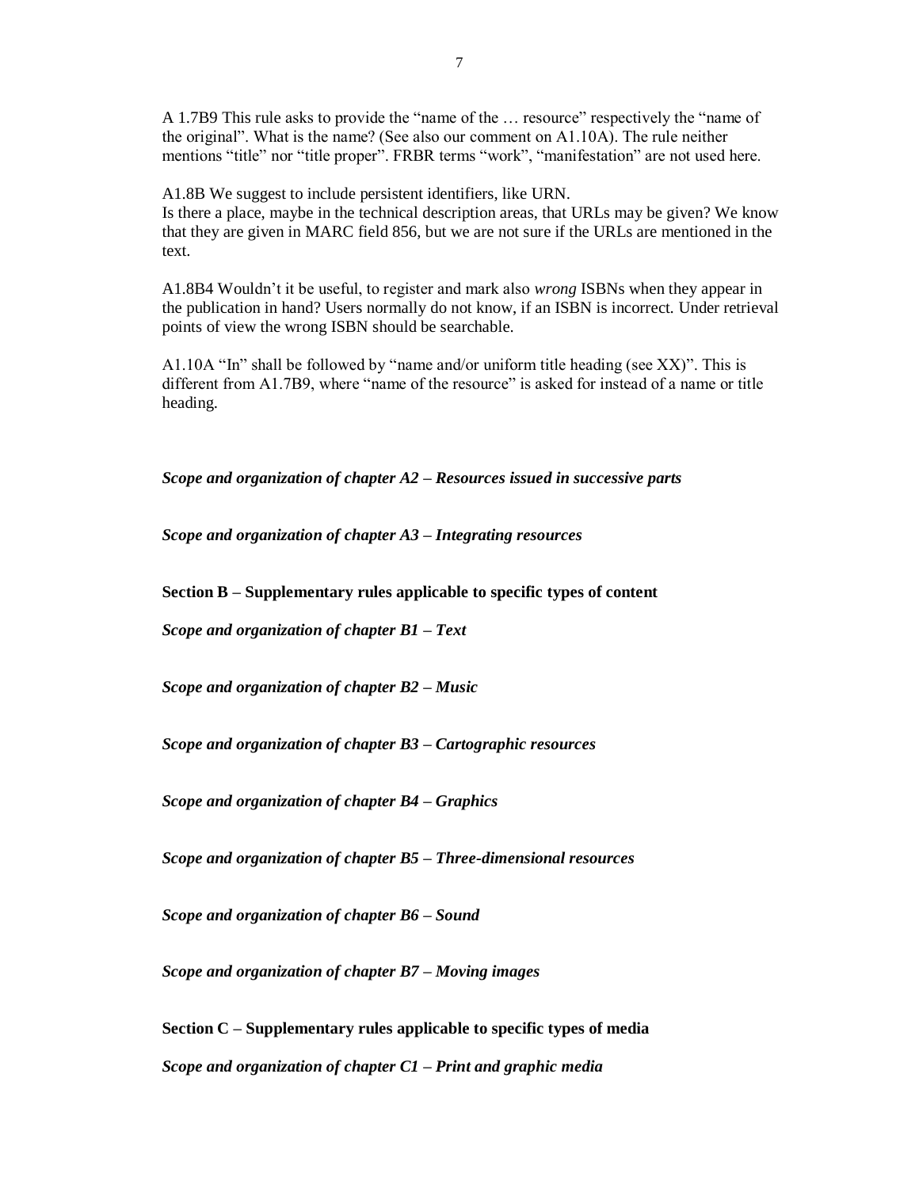A 1.7B9 This rule asks to provide the "name of the … resource" respectively the "name of the original". What is the name? (See also our comment on A1.10A). The rule neither mentions "title" nor "title proper". FRBR terms "work", "manifestation" are not used here.

A1.8B We suggest to include persistent identifiers, like URN.
Is there a place, maybe in the technical description areas, that URLs may be given? We know that they are given in MARC field 856, but we are not sure if the URLs are mentioned in the text.

A1.8B4 Wouldn't it be useful, to register and mark also *wrong* ISBNs when they appear in the publication in hand? Users normally do not know, if an ISBN is incorrect. Under retrieval points of view the wrong ISBN should be searchable.

A1.10A "In" shall be followed by "name and/or uniform title heading (see XX)". This is different from A1.7B9, where "name of the resource" is asked for instead of a name or title heading.

***Scope and organization of chapter A2 – Resources issued in successive parts***

***Scope and organization of chapter A3 – Integrating resources***

**Section B – Supplementary rules applicable to specific types of content**

***Scope and organization of chapter B1 – Text***

***Scope and organization of chapter B2 – Music***

***Scope and organization of chapter B3 – Cartographic resources***

***Scope and organization of chapter B4 – Graphics***

***Scope and organization of chapter B5 – Three-dimensional resources***

***Scope and organization of chapter B6 – Sound***

***Scope and organization of chapter B7 – Moving images***

**Section C – Supplementary rules applicable to specific types of media**

***Scope and organization of chapter C1 – Print and graphic media***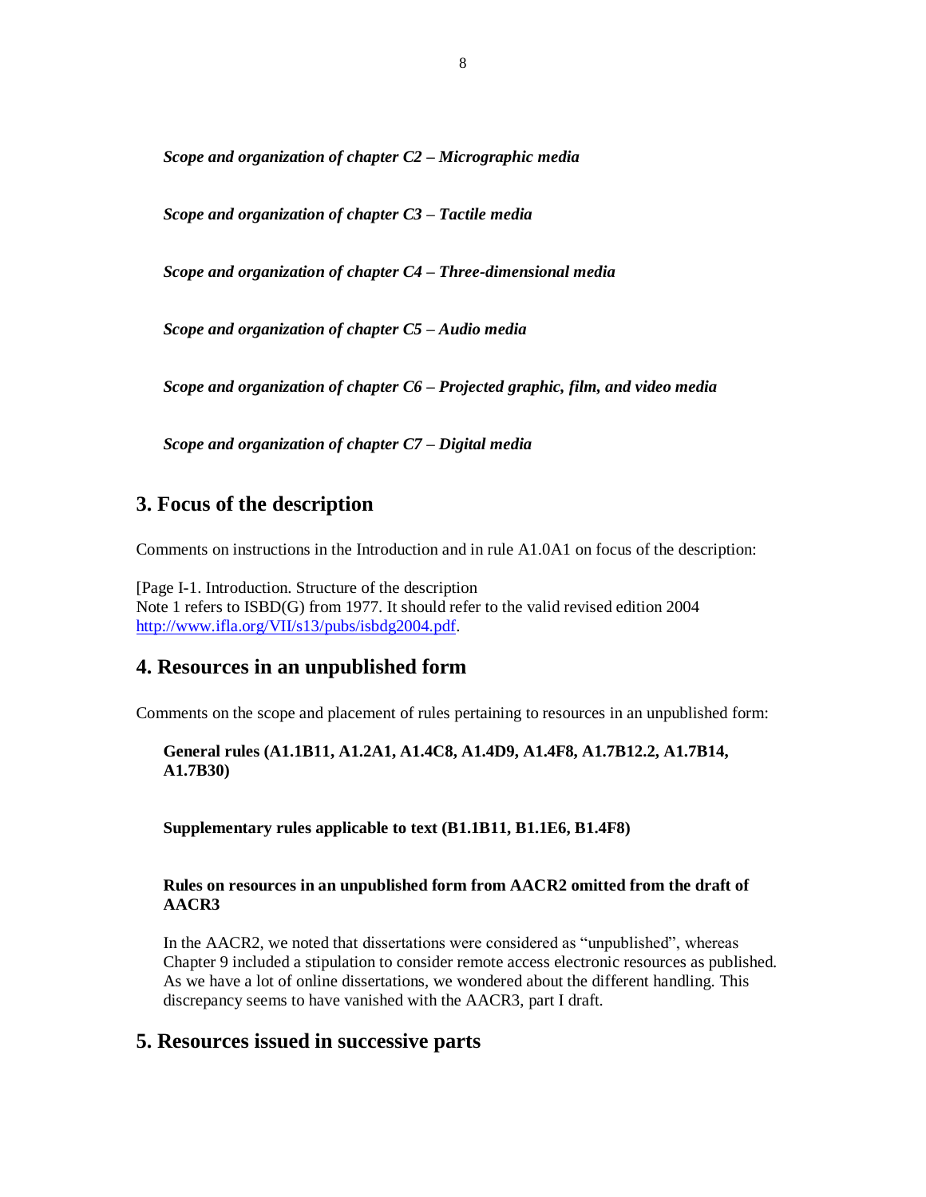*Scope and organization of chapter C2 – Micrographic media*

*Scope and organization of chapter C3 – Tactile media*

*Scope and organization of chapter C4 – Three-dimensional media*

*Scope and organization of chapter C5 – Audio media*

*Scope and organization of chapter C6 – Projected graphic, film, and video media*

*Scope and organization of chapter C7 – Digital media*

## 3. Focus of the description

Comments on instructions in the Introduction and in rule A1.0A1 on focus of the description:

[Page I-1. Introduction. Structure of the description
Note 1 refers to ISBD(G) from 1977. It should refer to the valid revised edition 2004 http://www.ifla.org/VII/s13/pubs/isbdg2004.pdf.

## 4. Resources in an unpublished form

Comments on the scope and placement of rules pertaining to resources in an unpublished form:

**General rules (A1.1B11, A1.2A1, A1.4C8, A1.4D9, A1.4F8, A1.7B12.2, A1.7B14, A1.7B30)**

**Supplementary rules applicable to text (B1.1B11, B1.1E6, B1.4F8)**

**Rules on resources in an unpublished form from AACR2 omitted from the draft of AACR3**

In the AACR2, we noted that dissertations were considered as "unpublished", whereas Chapter 9 included a stipulation to consider remote access electronic resources as published. As we have a lot of online dissertations, we wondered about the different handling. This discrepancy seems to have vanished with the AACR3, part I draft.

## 5. Resources issued in successive parts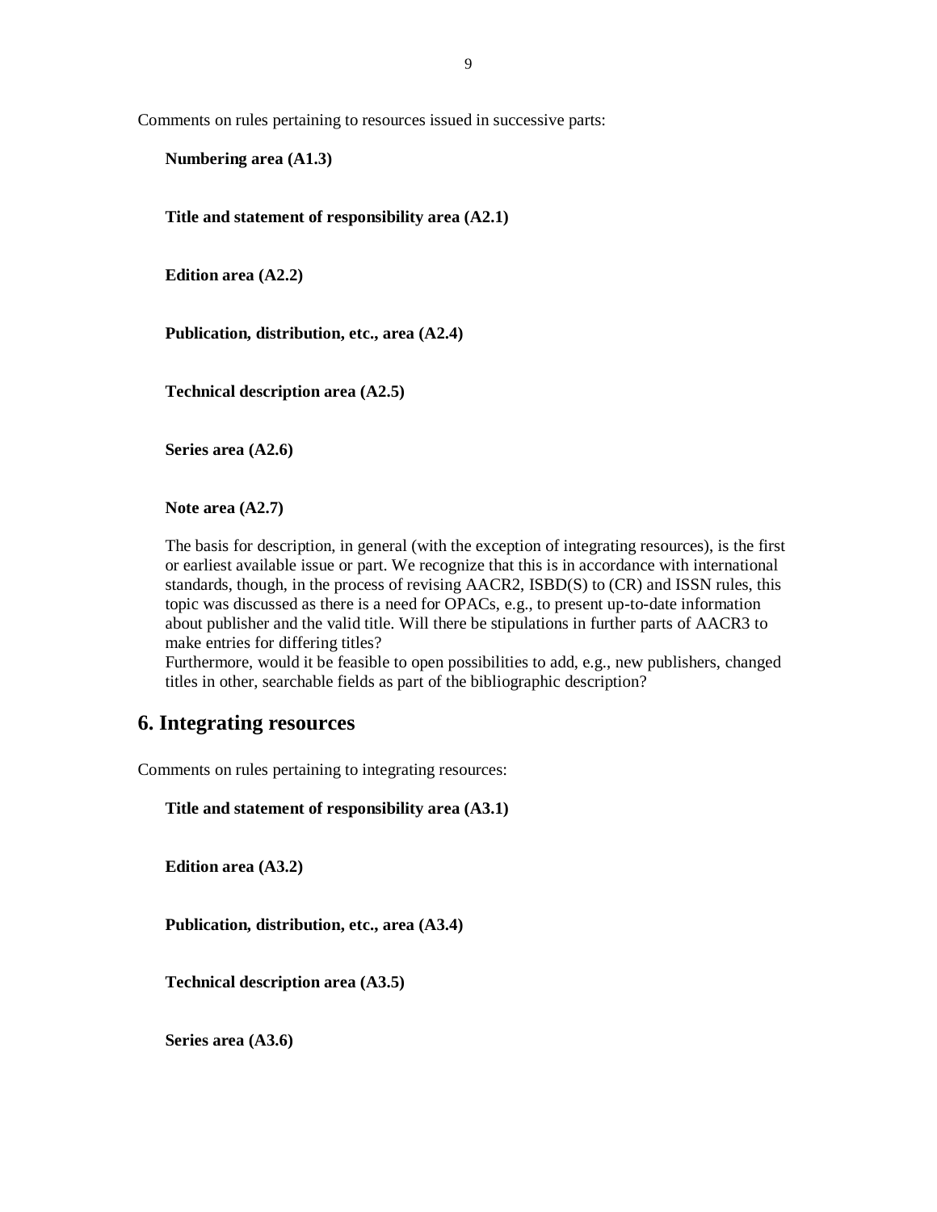Comments on rules pertaining to resources issued in successive parts:

**Numbering area (A1.3)**

**Title and statement of responsibility area (A2.1)**

**Edition area (A2.2)**

**Publication, distribution, etc., area (A2.4)**

**Technical description area (A2.5)**

**Series area (A2.6)**

**Note area (A2.7)**

The basis for description, in general (with the exception of integrating resources), is the first or earliest available issue or part. We recognize that this is in accordance with international standards, though, in the process of revising AACR2, ISBD(S) to (CR) and ISSN rules, this topic was discussed as there is a need for OPACs, e.g., to present up-to-date information about publisher and the valid title. Will there be stipulations in further parts of AACR3 to make entries for differing titles?
Furthermore, would it be feasible to open possibilities to add, e.g., new publishers, changed titles in other, searchable fields as part of the bibliographic description?

## 6. Integrating resources

Comments on rules pertaining to integrating resources:

**Title and statement of responsibility area (A3.1)**

**Edition area (A3.2)**

**Publication, distribution, etc., area (A3.4)**

**Technical description area (A3.5)**

**Series area (A3.6)**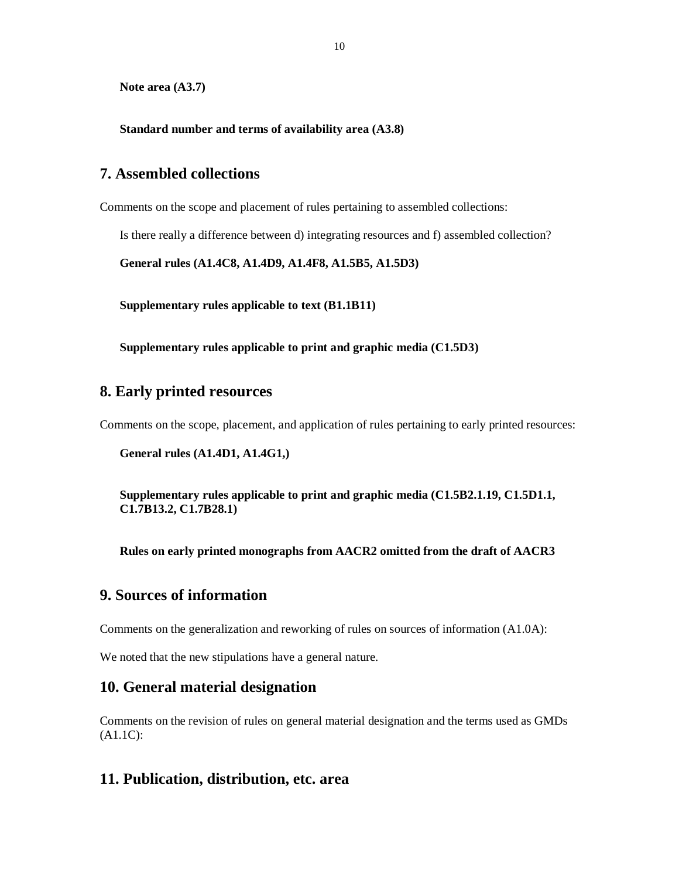**Note area (A3.7)**

**Standard number and terms of availability area (A3.8)**

## 7. Assembled collections

Comments on the scope and placement of rules pertaining to assembled collections:

Is there really a difference between d) integrating resources and f) assembled collection?

**General rules (A1.4C8, A1.4D9, A1.4F8, A1.5B5, A1.5D3)**

**Supplementary rules applicable to text (B1.1B11)**

**Supplementary rules applicable to print and graphic media (C1.5D3)**

## 8. Early printed resources

Comments on the scope, placement, and application of rules pertaining to early printed resources:

**General rules (A1.4D1, A1.4G1,)**

**Supplementary rules applicable to print and graphic media (C1.5B2.1.19, C1.5D1.1, C1.7B13.2, C1.7B28.1)**

**Rules on early printed monographs from AACR2 omitted from the draft of AACR3**

## 9. Sources of information

Comments on the generalization and reworking of rules on sources of information (A1.0A):

We noted that the new stipulations have a general nature.

## 10. General material designation

Comments on the revision of rules on general material designation and the terms used as GMDs (A1.1C):

## 11. Publication, distribution, etc. area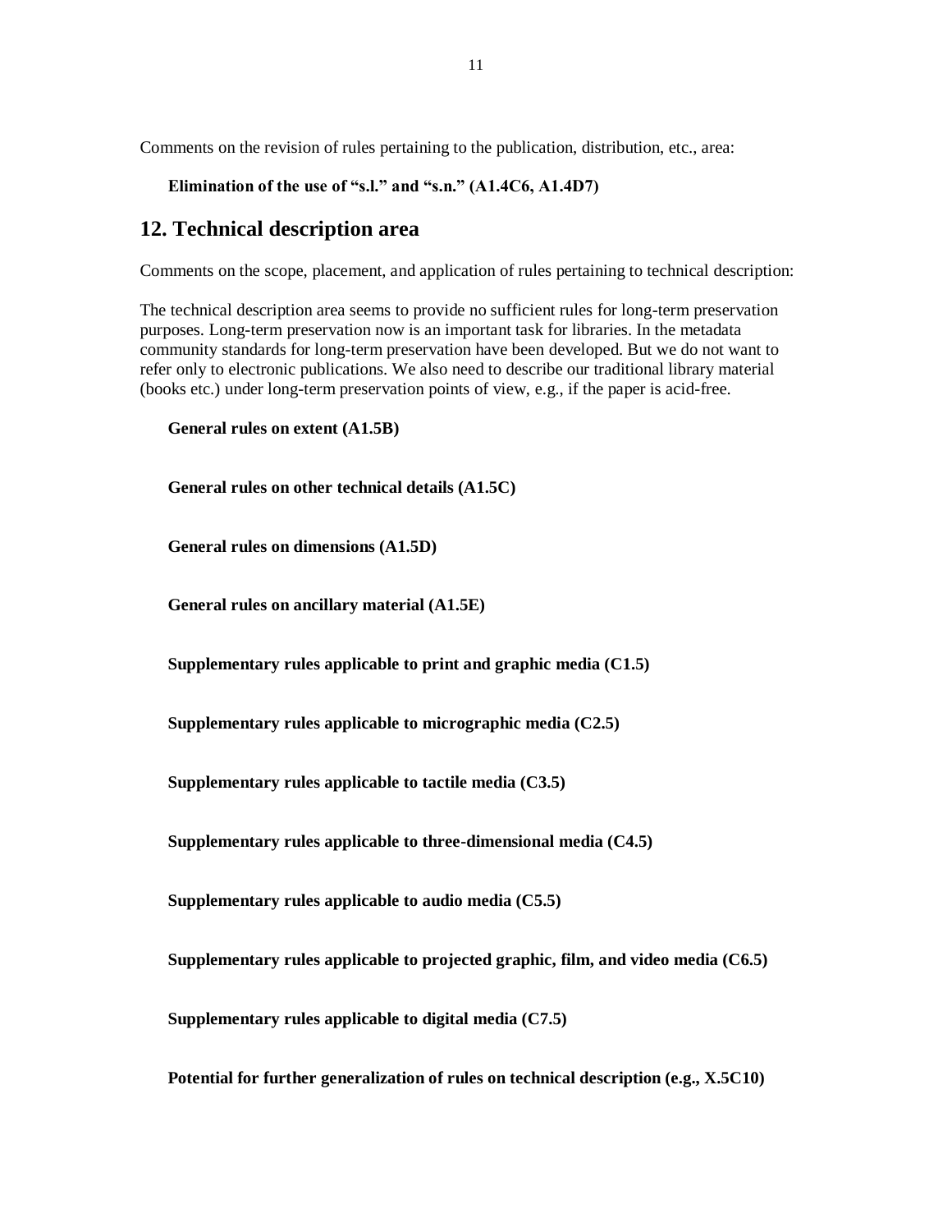Comments on the revision of rules pertaining to the publication, distribution, etc., area:

**Elimination of the use of “s.l.” and “s.n.” (A1.4C6, A1.4D7)**

## 12. Technical description area

Comments on the scope, placement, and application of rules pertaining to technical description:

The technical description area seems to provide no sufficient rules for long-term preservation purposes. Long-term preservation now is an important task for libraries. In the metadata community standards for long-term preservation have been developed. But we do not want to refer only to electronic publications. We also need to describe our traditional library material (books etc.) under long-term preservation points of view, e.g., if the paper is acid-free.

**General rules on extent (A1.5B)**

**General rules on other technical details (A1.5C)**

**General rules on dimensions (A1.5D)**

**General rules on ancillary material (A1.5E)**

**Supplementary rules applicable to print and graphic media (C1.5)**

**Supplementary rules applicable to micrographic media (C2.5)**

**Supplementary rules applicable to tactile media (C3.5)**

**Supplementary rules applicable to three-dimensional media (C4.5)**

**Supplementary rules applicable to audio media (C5.5)**

**Supplementary rules applicable to projected graphic, film, and video media (C6.5)**

**Supplementary rules applicable to digital media (C7.5)**

**Potential for further generalization of rules on technical description (e.g., X.5C10)**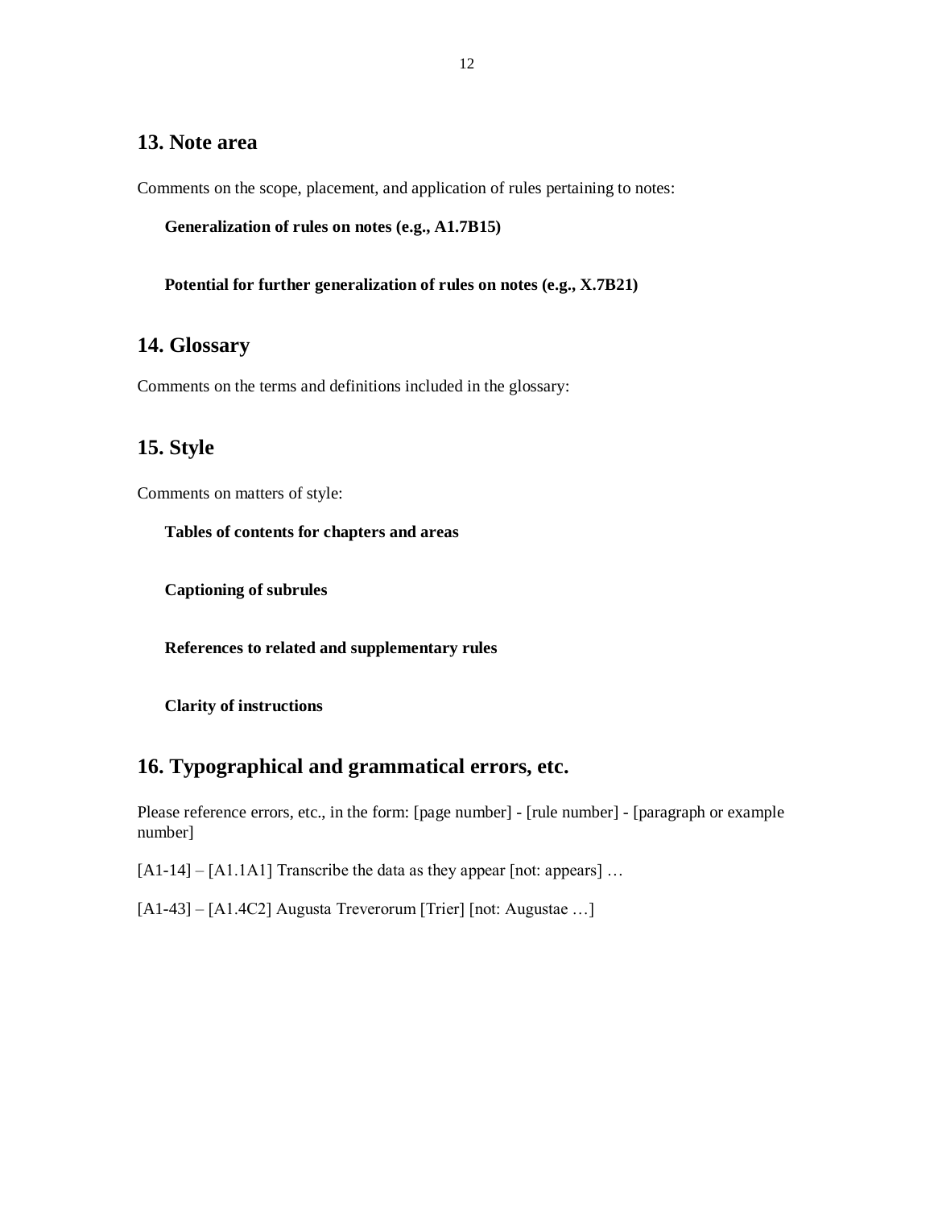## 13. Note area

Comments on the scope, placement, and application of rules pertaining to notes:

**Generalization of rules on notes (e.g., A1.7B15)**

**Potential for further generalization of rules on notes (e.g., X.7B21)**

## 14. Glossary

Comments on the terms and definitions included in the glossary:

## 15. Style

Comments on matters of style:

**Tables of contents for chapters and areas**

**Captioning of subrules**

**References to related and supplementary rules**

**Clarity of instructions**

## 16. Typographical and grammatical errors, etc.

Please reference errors, etc., in the form: [page number] - [rule number] - [paragraph or example number]

[A1-14] – [A1.1A1] Transcribe the data as they appear [not: appears] …

[A1-43] – [A1.4C2] Augusta Treverorum [Trier] [not: Augustae …]